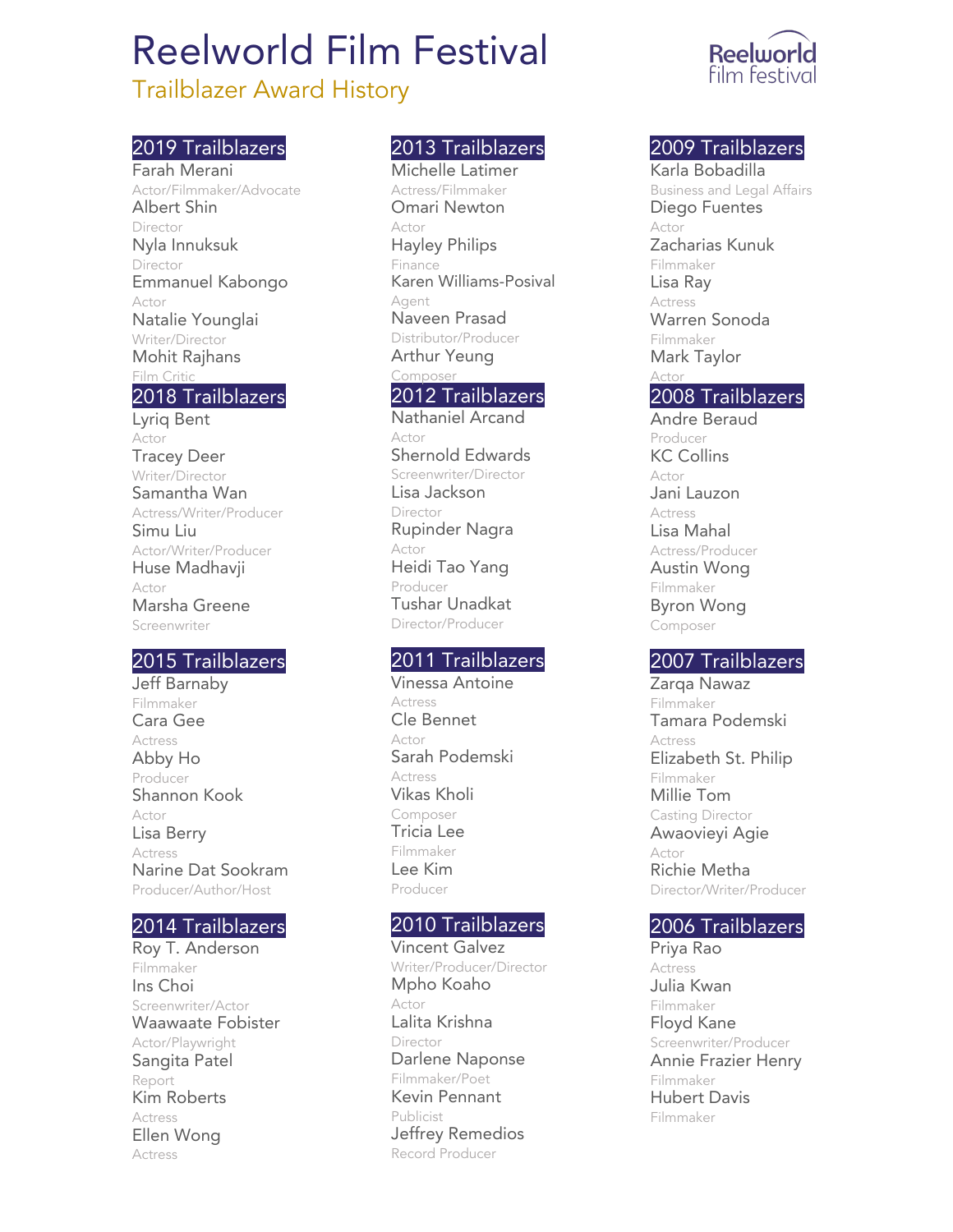# Reelworld Film Festival

## Trailblazer Award History

### 2019 Trailblazers

Farah Merani
Actor/Filmmaker/Advocate

Albert Shin
Director

Nyla Innuksuk
Director

Emmanuel Kabongo
Actor

Natalie Younglai
Writer/Director

Mohit Rajhans
Film Critic

### 2018 Trailblazers

Lyriq Bent
Actor

Tracey Deer
Writer/Director

Samantha Wan
Actress/Writer/Producer

Simu Liu
Actor/Writer/Producer

Huse Madhavji
Actor

Marsha Greene
Screenwriter

### 2015 Trailblazers

Jeff Barnaby
Filmmaker

Cara Gee
Actress

Abby Ho
Producer

Shannon Kook
Actor

Lisa Berry
Actress

Narine Dat Sookram
Producer/Author/Host

### 2014 Trailblazers

Roy T. Anderson
Filmmaker

Ins Choi
Screenwriter/Actor

Waawaate Fobister
Actor/Playwright

Sangita Patel
Report

Kim Roberts
Actress

Ellen Wong
Actress

### 2013 Trailblazers

Michelle Latimer
Actress/Filmmaker

Omari Newton
Actor

Hayley Philips
Finance

Karen Williams-Posival
Agent

Naveen Prasad
Distributor/Producer

Arthur Yeung
Composer

### 2012 Trailblazers

Nathaniel Arcand
Actor

Shernold Edwards
Screenwriter/Director

Lisa Jackson
Director

Rupinder Nagra
Actor

Heidi Tao Yang
Producer

Tushar Unadkat
Director/Producer

### 2011 Trailblazers

Vinessa Antoine
Actress

Cle Bennet
Actor

Sarah Podemski
Actress

Vikas Kholi
Composer

Tricia Lee
Filmmaker

Lee Kim
Producer

### 2010 Trailblazers

Vincent Galvez
Writer/Producer/Director

Mpho Koaho
Actor

Lalita Krishna
Director

Darlene Naponse
Filmmaker/Poet

Kevin Pennant
Publicist

Jeffrey Remedios
Record Producer

### 2009 Trailblazers

Karla Bobadilla
Business and Legal Affairs

Diego Fuentes
Actor

Zacharias Kunuk
Filmmaker

Lisa Ray
Actress

Warren Sonoda
Filmmaker

Mark Taylor
Actor

### 2008 Trailblazers

Andre Beraud
Producer

KC Collins
Actor

Jani Lauzon
Actress

Lisa Mahal
Actress/Producer

Austin Wong
Filmmaker

Byron Wong
Composer

### 2007 Trailblazers

Zarqa Nawaz
Filmmaker

Tamara Podemski
Actress

Elizabeth St. Philip
Filmmaker

Millie Tom
Casting Director

Awaovieyi Agie
Actor

Richie Metha
Director/Writer/Producer

### 2006 Trailblazers

Priya Rao
Actress

Julia Kwan
Filmmaker

Floyd Kane
Screenwriter/Producer

Annie Frazier Henry
Filmmaker

Hubert Davis
Filmmaker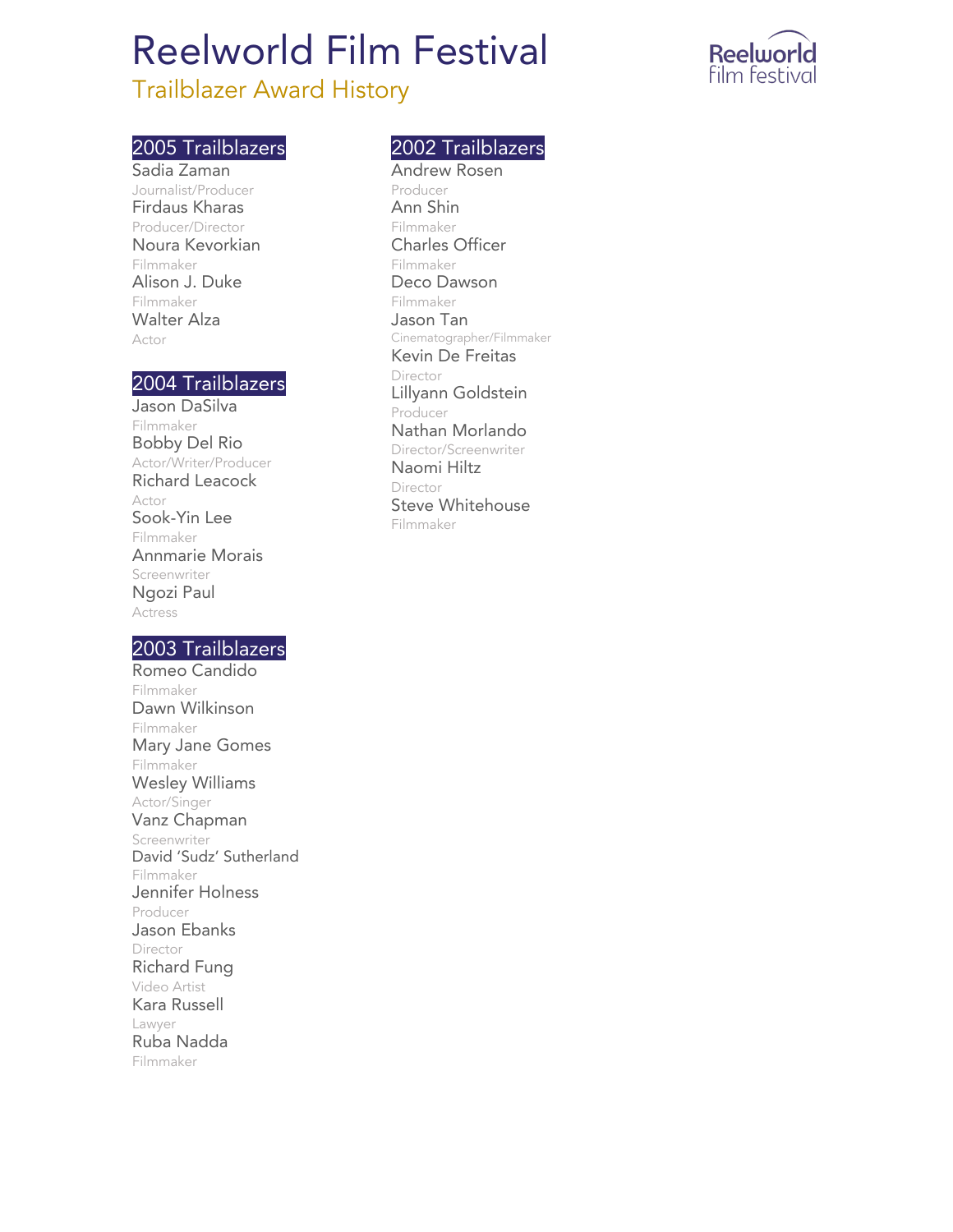# Reelworld Film Festival

## Trailblazer Award History

### 2005 Trailblazers

Sadia Zaman
Journalist/Producer

Firdaus Kharas
Producer/Director

Noura Kevorkian
Filmmaker

Alison J. Duke
Filmmaker

Walter Alza
Actor

### 2004 Trailblazers

Jason DaSilva
Filmmaker

Bobby Del Rio
Actor/Writer/Producer

Richard Leacock
Actor

Sook-Yin Lee
Filmmaker

Annmarie Morais
Screenwriter

Ngozi Paul
Actress

### 2003 Trailblazers

Romeo Candido
Filmmaker

Dawn Wilkinson
Filmmaker

Mary Jane Gomes
Filmmaker

Wesley Williams
Actor/Singer

Vanz Chapman
Screenwriter

David 'Sudz' Sutherland
Filmmaker

Jennifer Holness
Producer

Jason Ebanks
Director

Richard Fung
Video Artist

Kara Russell
Lawyer

Ruba Nadda
Filmmaker

### 2002 Trailblazers

Andrew Rosen
Producer

Ann Shin
Filmmaker

Charles Officer
Filmmaker

Deco Dawson
Filmmaker

Jason Tan
Cinematographer/Filmmaker

Kevin De Freitas
Director

Lillyann Goldstein
Producer

Nathan Morlando
Director/Screenwriter

Naomi Hiltz
Director

Steve Whitehouse
Filmmaker